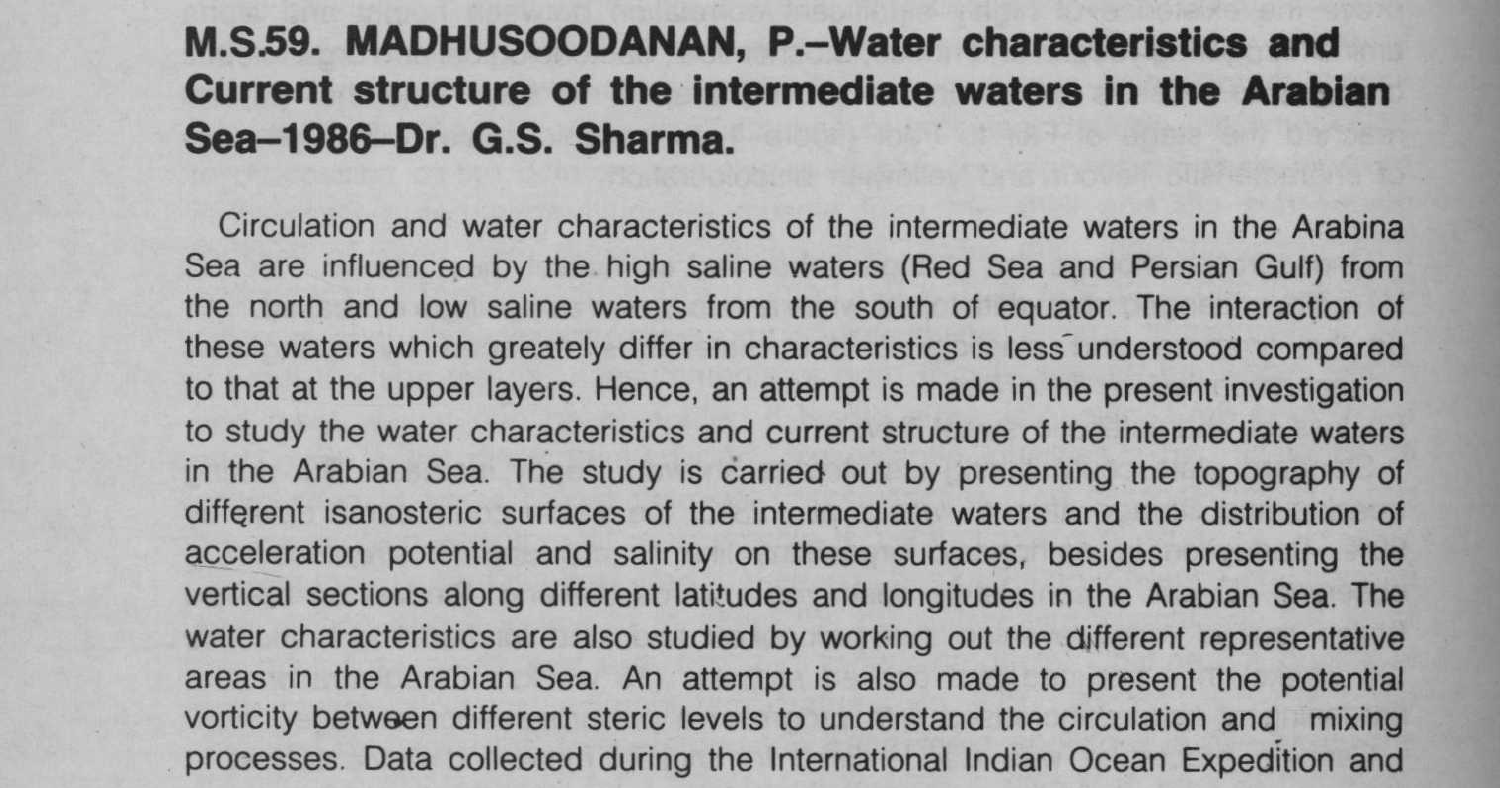## M.S.59. MADHUSOODANAN, P.–Water characteristics and Current structure of the intermediate waters in the Arabian Sea–1986–Dr. G.S. Sharma.

Circulation and water characteristics of the intermediate waters in the Arabina Sea are influenced by the high saline waters (Red Sea and Persian Gulf) from the north and low saline waters from the south of equator. The interaction of these waters which greately differ in characteristics is less understood compared to that at the upper layers. Hence, an attempt is made in the present investigation to study the water characteristics and current structure of the intermediate waters in the Arabian Sea. The study is carried out by presenting the topography of different isanosteric surfaces of the intermediate waters and the distribution of acceleration potential and salinity on these surfaces, besides presenting the vertical sections along different latitudes and longitudes in the Arabian Sea. The water characteristics are also studied by working out the different representative areas in the Arabian Sea. An attempt is also made to present the potential vorticity between different steric levels to understand the circulation and mixing processes. Data collected during the International Indian Ocean Expedition and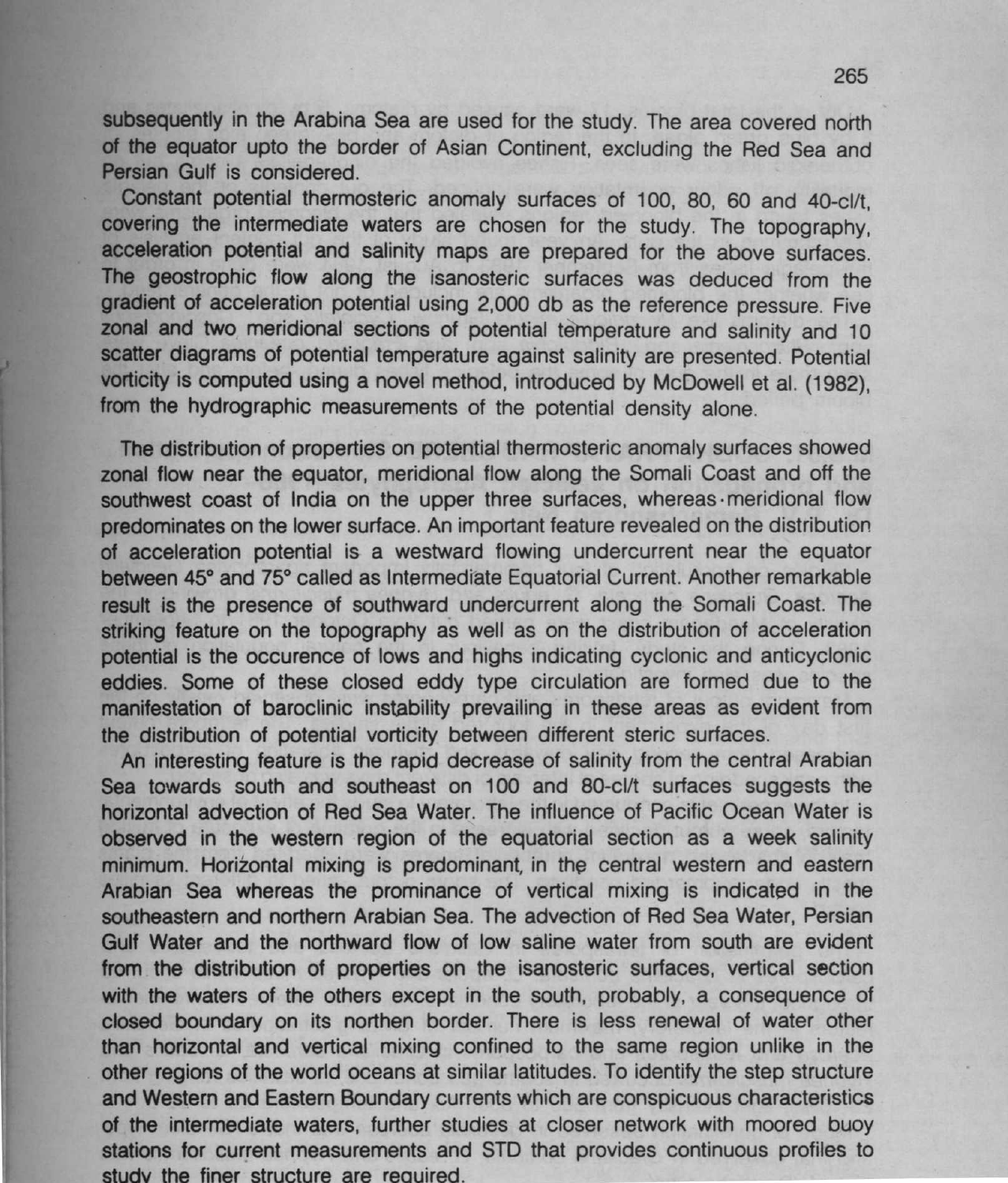subsequently in the Arabina Sea are used for the study. The area covered north of the equator upto the border of Asian Continent, excluding the Red Sea and Persian Gulf is considered.

Constant potential thermosteric anomaly surfaces of 100, 80, 60 and 40-cl/t, covering the intermediate waters are chosen for the study. The topography, acceleration potential and salinity maps are prepared for the above surfaces. The geostrophic flow along the isanosteric surfaces was deduced from the gradient of acceleration potential using 2,000 db as the reference pressure. Five zonal and two meridional sections of potential temperature and salinity and 10 scatter diagrams of potential temperature against salinity are presented. Potential vorticity is computed using a novel method, introduced by McDowell et al. (1982), from the hydrographic measurements of the potential density alone.

The distribution of properties on potential thermosteric anomaly surfaces showed zonal flow near the equator, meridional flow along the Somali Coast and off the southwest coast of India on the upper three surfaces, whereas·meridional flow predominates on the lower surface. An important feature revealed on the distribution of acceleration potential is a westward flowing undercurrent near the equator between 45° and 75° called as Intermediate Equatorial Current. Another remarkable result is the presence of southward undercurrent along the Somali Coast. The striking feature on the topography as well as on the distribution of acceleration potential is the occurence of lows and highs indicating cyclonic and anticyclonic eddies. Some of these closed eddy type circulation are formed due to the manifestation of baroclinic instability prevailing in these areas as evident from the distribution of potential vorticity between different steric surfaces.

An interesting feature is the rapid decrease of salinity from the central Arabian Sea towards south and southeast on 100 and 80-cl/t surfaces suggests the horizontal advection of Red Sea Water. The influence of Pacific Ocean Water is observed in the western region of the equatorial section as a week salinity minimum. Horizontal mixing is predominant, in the central western and eastern Arabian Sea whereas the prominance of vertical mixing is indicated in the southeastern and northern Arabian Sea. The advection of Red Sea Water, Persian Gulf Water and the northward flow of low saline water from south are evident from the distribution of properties on the isanosteric surfaces, vertical section with the waters of the others except in the south, probably, a consequence of closed boundary on its northen border. There is less renewal of water other than horizontal and vertical mixing confined to the same region unlike in the other regions of the world oceans at similar latitudes. To identify the step structure and Western and Eastern Boundary currents which are conspicuous characteristics of the intermediate waters, further studies at closer network with moored buoy stations for current measurements and STD that provides continuous profiles to study the finer structure are required.